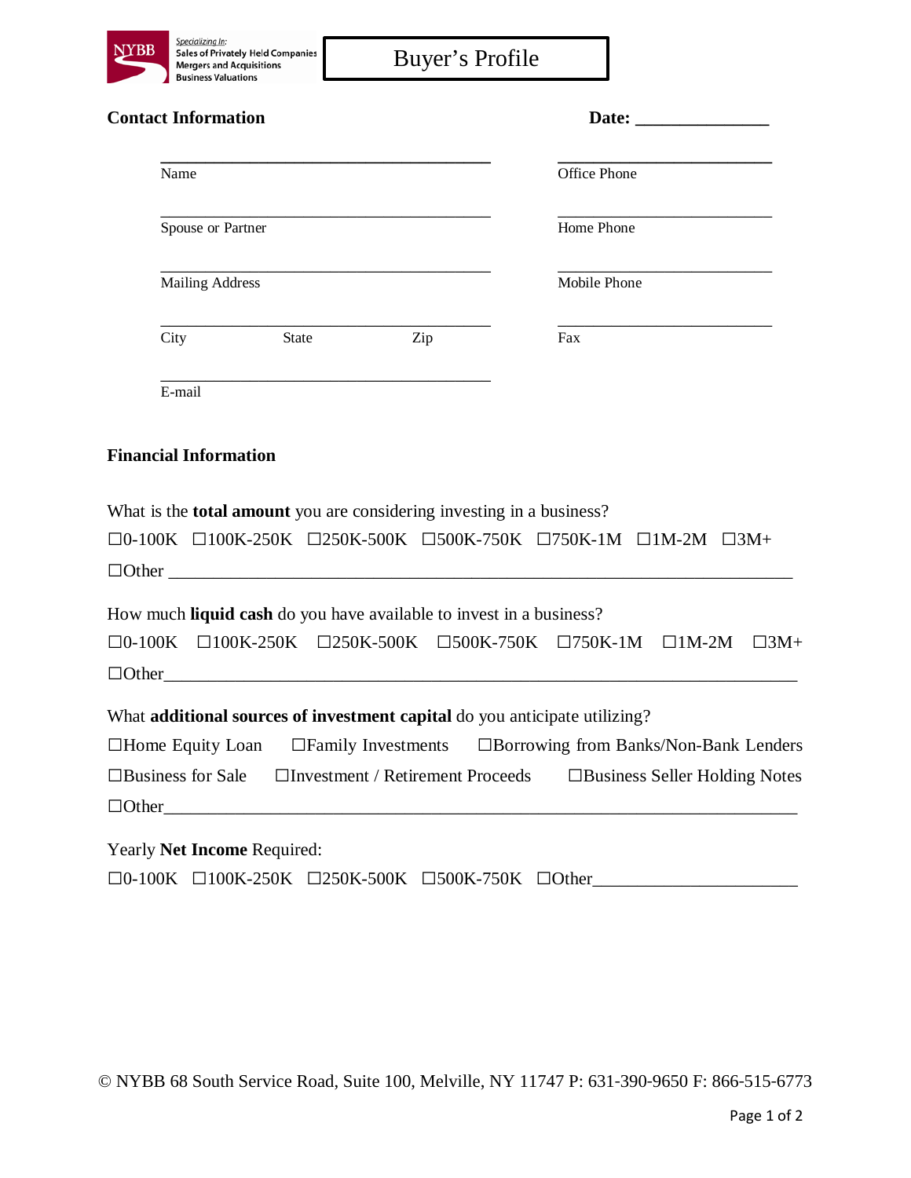NYBB

*Specializing In:*
Sales of Privately Held Companies
Mergers and Acquisitions
Business Valuations

# Buyer's Profile

## Contact Information

**Date: _______________**

_______________________________________
Name

_______________________________________
Spouse or Partner

_______________________________________
Mailing Address

_______________________________________
City State Zip

_______________________________________
E-mail

_________________________
Office Phone

_________________________
Home Phone

_________________________
Mobile Phone

_________________________
Fax

## Financial Information

What is the **total amount** you are considering investing in a business?

☐0-100K ☐100K-250K ☐250K-500K ☐500K-750K ☐750K-1M ☐1M-2M ☐3M+

☐Other ______________________________________________________________________

How much **liquid cash** do you have available to invest in a business?

☐0-100K ☐100K-250K ☐250K-500K ☐500K-750K ☐750K-1M ☐1M-2M ☐3M+

☐Other______________________________________________________________________

What **additional sources of investment capital** do you anticipate utilizing?

☐Home Equity Loan ☐Family Investments ☐Borrowing from Banks/Non-Bank Lenders

☐Business for Sale ☐Investment / Retirement Proceeds ☐Business Seller Holding Notes

☐Other______________________________________________________________________

Yearly **Net Income** Required:

☐0-100K ☐100K-250K ☐250K-500K ☐500K-750K ☐Other______________________

© NYBB 68 South Service Road, Suite 100, Melville, NY 11747 P: 631-390-9650 F: 866-515-6773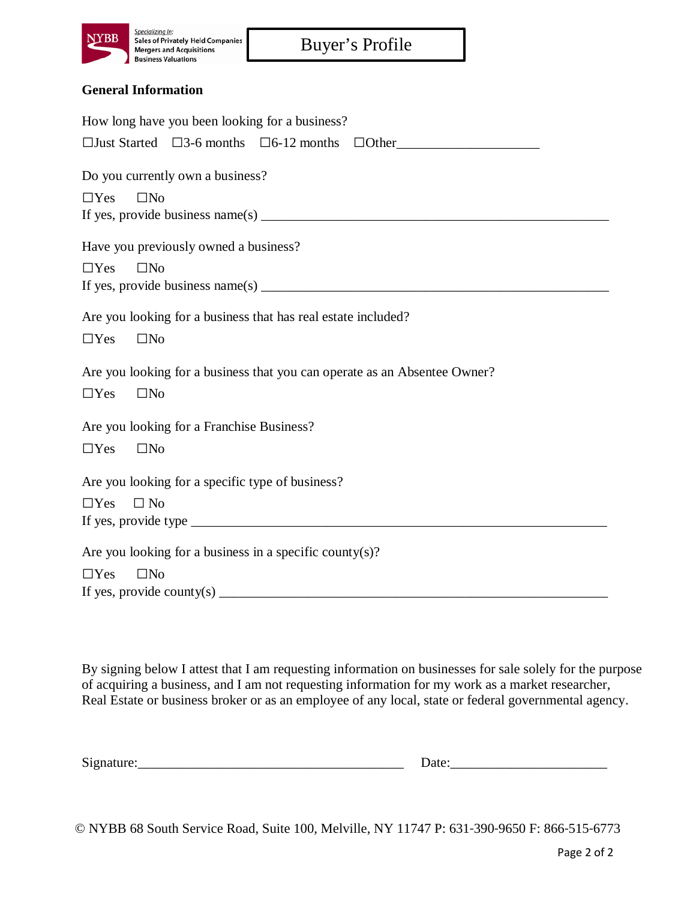NYBB Specializing In: Sales of Privately Held Companies, Mergers and Acquisitions, Business Valuations

# Buyer's Profile

## General Information

How long have you been looking for a business?

☐Just Started ☐3-6 months ☐6-12 months ☐Other____________________

Do you currently own a business?

☐Yes ☐No

If yes, provide business name(s) ________________________________________________

Have you previously owned a business?

☐Yes ☐No

If yes, provide business name(s) ________________________________________________

Are you looking for a business that has real estate included?

☐Yes ☐No

Are you looking for a business that you can operate as an Absentee Owner?

☐Yes ☐No

Are you looking for a Franchise Business?

☐Yes ☐No

Are you looking for a specific type of business?

☐Yes ☐ No

If yes, provide type ________________________________________________________

Are you looking for a business in a specific county(s)?

☐Yes ☐No

If yes, provide county(s) ____________________________________________________

By signing below I attest that I am requesting information on businesses for sale solely for the purpose of acquiring a business, and I am not requesting information for my work as a market researcher, Real Estate or business broker or as an employee of any local, state or federal governmental agency.

Signature:_____________________________________ Date:______________________

© NYBB 68 South Service Road, Suite 100, Melville, NY 11747 P: 631-390-9650 F: 866-515-6773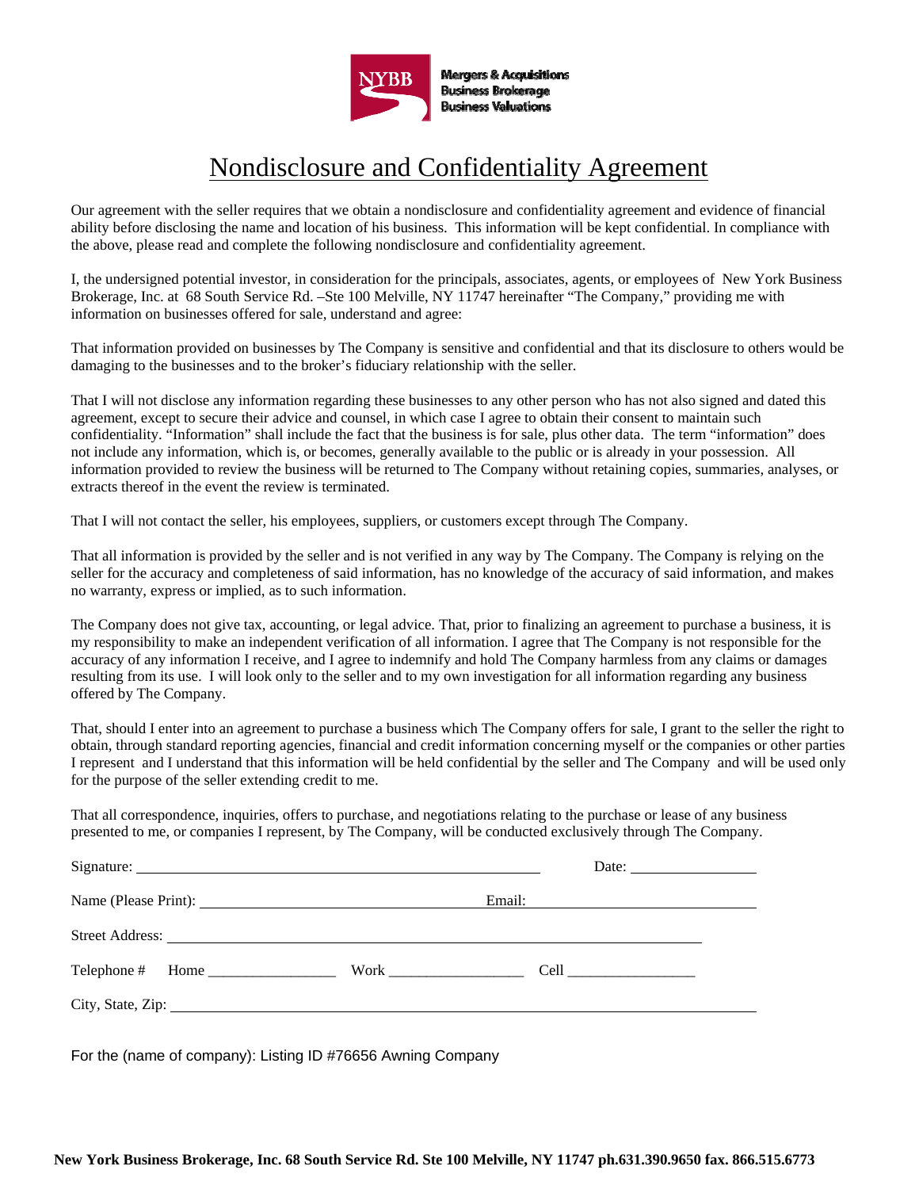NYBB

Mergers & Acquisitions
Business Brokerage
Business Valuations

# Nondisclosure and Confidentiality Agreement

Our agreement with the seller requires that we obtain a nondisclosure and confidentiality agreement and evidence of financial ability before disclosing the name and location of his business. This information will be kept confidential. In compliance with the above, please read and complete the following nondisclosure and confidentiality agreement.

I, the undersigned potential investor, in consideration for the principals, associates, agents, or employees of New York Business Brokerage, Inc. at 68 South Service Rd. –Ste 100 Melville, NY 11747 hereinafter "The Company," providing me with information on businesses offered for sale, understand and agree:

That information provided on businesses by The Company is sensitive and confidential and that its disclosure to others would be damaging to the businesses and to the broker's fiduciary relationship with the seller.

That I will not disclose any information regarding these businesses to any other person who has not also signed and dated this agreement, except to secure their advice and counsel, in which case I agree to obtain their consent to maintain such confidentiality. "Information" shall include the fact that the business is for sale, plus other data. The term "information" does not include any information, which is, or becomes, generally available to the public or is already in your possession. All information provided to review the business will be returned to The Company without retaining copies, summaries, analyses, or extracts thereof in the event the review is terminated.

That I will not contact the seller, his employees, suppliers, or customers except through The Company.

That all information is provided by the seller and is not verified in any way by The Company. The Company is relying on the seller for the accuracy and completeness of said information, has no knowledge of the accuracy of said information, and makes no warranty, express or implied, as to such information.

The Company does not give tax, accounting, or legal advice. That, prior to finalizing an agreement to purchase a business, it is my responsibility to make an independent verification of all information. I agree that The Company is not responsible for the accuracy of any information I receive, and I agree to indemnify and hold The Company harmless from any claims or damages resulting from its use. I will look only to the seller and to my own investigation for all information regarding any business offered by The Company.

That, should I enter into an agreement to purchase a business which The Company offers for sale, I grant to the seller the right to obtain, through standard reporting agencies, financial and credit information concerning myself or the companies or other parties I represent and I understand that this information will be held confidential by the seller and The Company and will be used only for the purpose of the seller extending credit to me.

That all correspondence, inquiries, offers to purchase, and negotiations relating to the purchase or lease of any business presented to me, or companies I represent, by The Company, will be conducted exclusively through The Company.

Signature: ______________________________________________ Date: ________________

Name (Please Print): ________________________________ Email: ____________________________

Street Address: ____________________________________________________________

Telephone # Home _________________ Work _________________ Cell _________________

City, State, Zip: ____________________________________________________________

For the (name of company): Listing ID #76656 Awning Company

New York Business Brokerage, Inc. 68 South Service Rd. Ste 100 Melville, NY 11747 ph.631.390.9650 fax. 866.515.6773